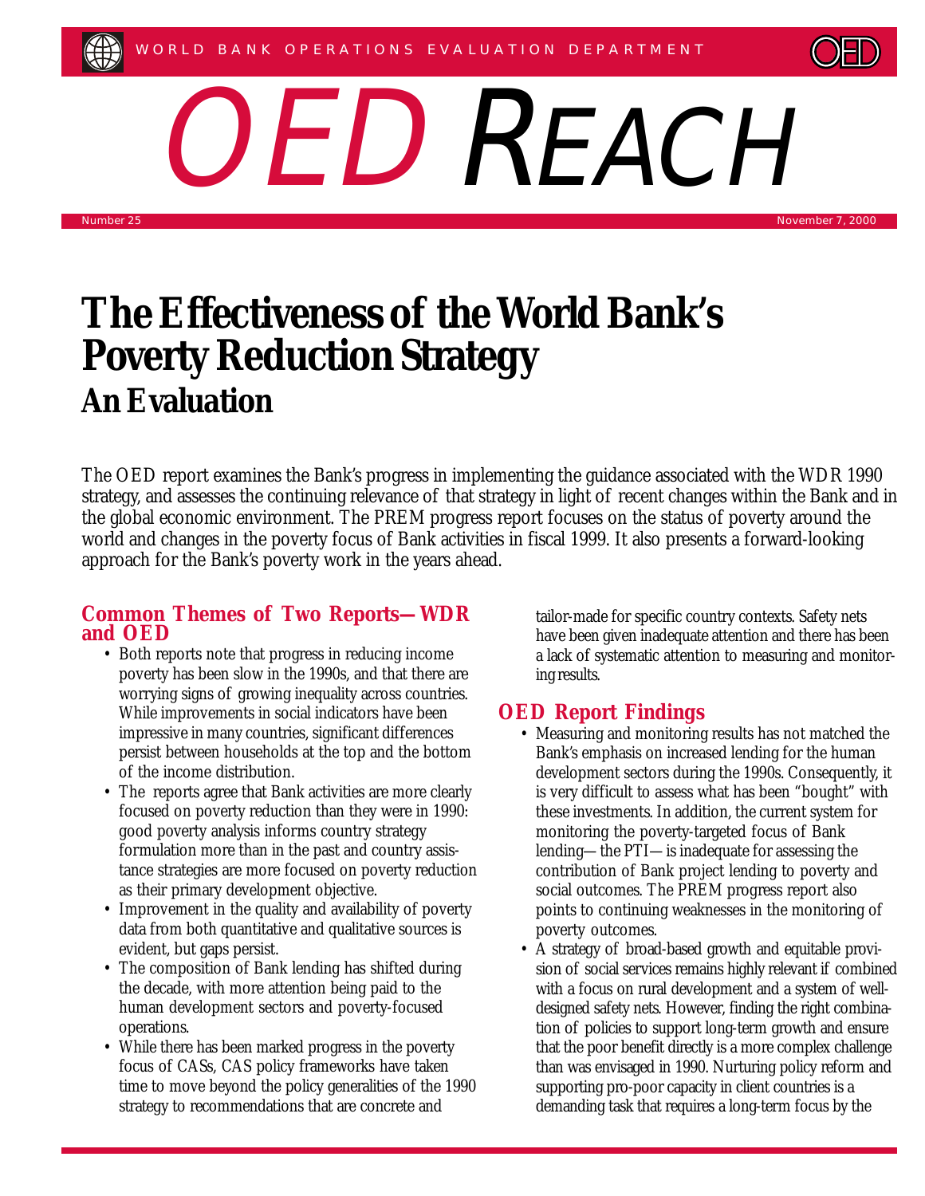WORLD BANK OPERATIONS EVALUATION DEPARTMENT

# OED REACH

Number 25 — November 7, 2000

# The Effectiveness of the World Bank's Poverty Reduction Strategy

## An Evaluation

The OED report examines the Bank's progress in implementing the guidance associated with the WDR 1990 strategy, and assesses the continuing relevance of that strategy in light of recent changes within the Bank and in the global economic environment. The PREM progress report focuses on the status of poverty around the world and changes in the poverty focus of Bank activities in fiscal 1999. It also presents a forward-looking approach for the Bank's poverty work in the years ahead.

### Common Themes of Two Reports—WDR and OED

- Both reports note that progress in reducing income poverty has been slow in the 1990s, and that there are worrying signs of growing inequality across countries. While improvements in social indicators have been impressive in many countries, significant differences persist between households at the top and the bottom of the income distribution.
- The reports agree that Bank activities are more clearly focused on poverty reduction than they were in 1990: good poverty analysis informs country strategy formulation more than in the past and country assistance strategies are more focused on poverty reduction as their primary development objective.
- Improvement in the quality and availability of poverty data from both quantitative and qualitative sources is evident, but gaps persist.
- The composition of Bank lending has shifted during the decade, with more attention being paid to the human development sectors and poverty-focused operations.
- While there has been marked progress in the poverty focus of CASs, CAS policy frameworks have taken time to move beyond the policy generalities of the 1990 strategy to recommendations that are concrete and tailor-made for specific country contexts. Safety nets have been given inadequate attention and there has been a lack of systematic attention to measuring and monitoring results.

### OED Report Findings

- Measuring and monitoring results has not matched the Bank's emphasis on increased lending for the human development sectors during the 1990s. Consequently, it is very difficult to assess what has been "bought" with these investments. In addition, the current system for monitoring the poverty-targeted focus of Bank lending—the PTI—is inadequate for assessing the contribution of Bank project lending to poverty and social outcomes. The PREM progress report also points to continuing weaknesses in the monitoring of poverty outcomes.
- A strategy of broad-based growth and equitable provision of social services remains highly relevant if combined with a focus on rural development and a system of well-designed safety nets. However, finding the right combination of policies to support long-term growth and ensure that the poor benefit directly is a more complex challenge than was envisaged in 1990. Nurturing policy reform and supporting pro-poor capacity in client countries is a demanding task that requires a long-term focus by the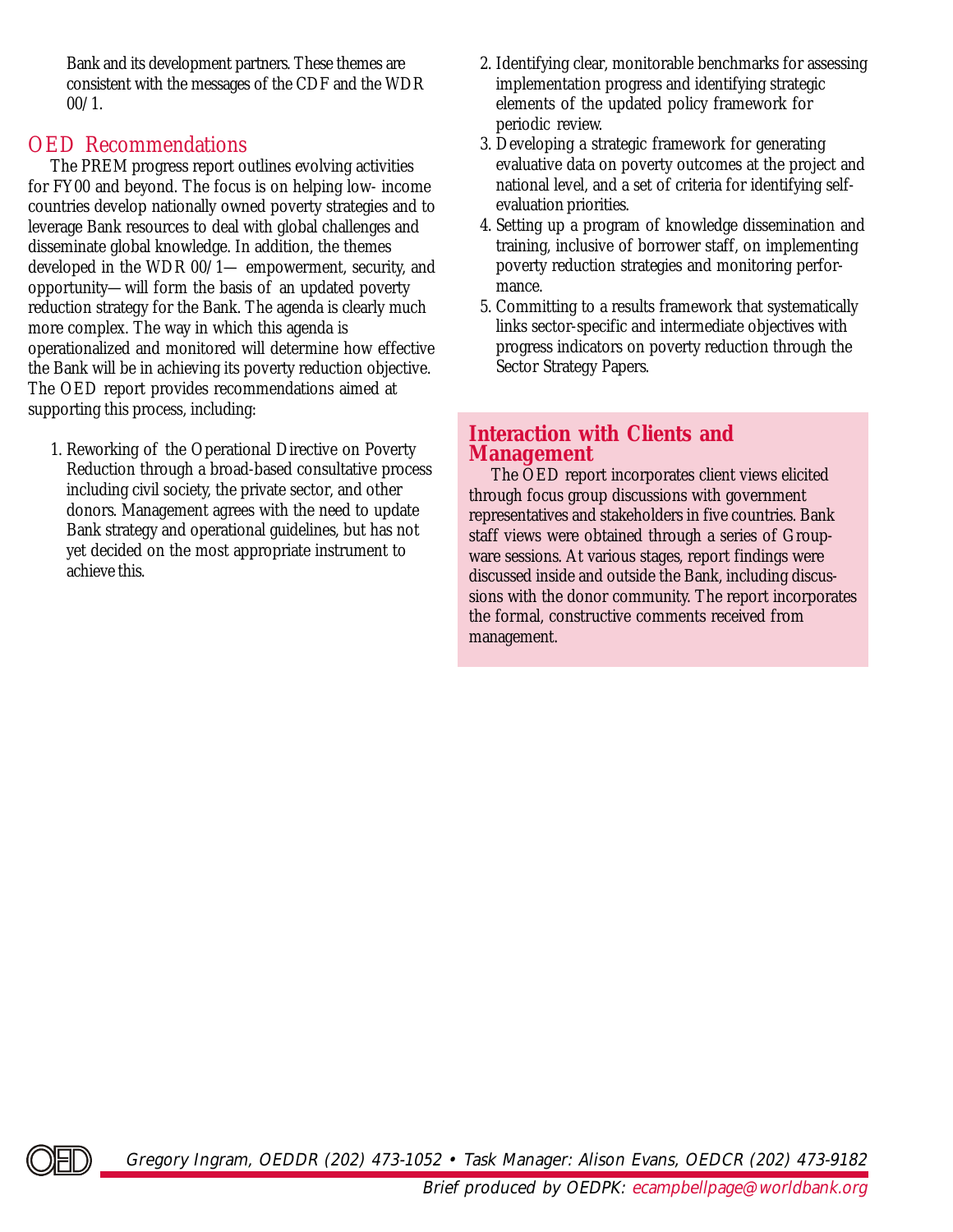Bank and its development partners. These themes are consistent with the messages of the CDF and the WDR 00/1.

## OED Recommendations

The PREM progress report outlines evolving activities for FY00 and beyond. The focus is on helping low- income countries develop nationally owned poverty strategies and to leverage Bank resources to deal with global challenges and disseminate global knowledge. In addition, the themes developed in the WDR 00/1— empowerment, security, and opportunity—will form the basis of an updated poverty reduction strategy for the Bank. The agenda is clearly much more complex. The way in which this agenda is operationalized and monitored will determine how effective the Bank will be in achieving its poverty reduction objective. The OED report provides recommendations aimed at supporting this process, including:

1. Reworking of the Operational Directive on Poverty Reduction through a broad-based consultative process including civil society, the private sector, and other donors. Management agrees with the need to update Bank strategy and operational guidelines, but has not yet decided on the most appropriate instrument to achieve this.
2. Identifying clear, monitorable benchmarks for assessing implementation progress and identifying strategic elements of the updated policy framework for periodic review.
3. Developing a strategic framework for generating evaluative data on poverty outcomes at the project and national level, and a set of criteria for identifying self-evaluation priorities.
4. Setting up a program of knowledge dissemination and training, inclusive of borrower staff, on implementing poverty reduction strategies and monitoring performance.
5. Committing to a results framework that systematically links sector-specific and intermediate objectives with progress indicators on poverty reduction through the Sector Strategy Papers.

## Interaction with Clients and Management

The OED report incorporates client views elicited through focus group discussions with government representatives and stakeholders in five countries. Bank staff views were obtained through a series of Groupware sessions. At various stages, report findings were discussed inside and outside the Bank, including discussions with the donor community. The report incorporates the formal, constructive comments received from management.

*Gregory Ingram, OEDDR (202) 473-1052 • Task Manager: Alison Evans, OEDCR (202) 473-9182*

*Brief produced by OEDPK: ecampbellpage@worldbank.org*